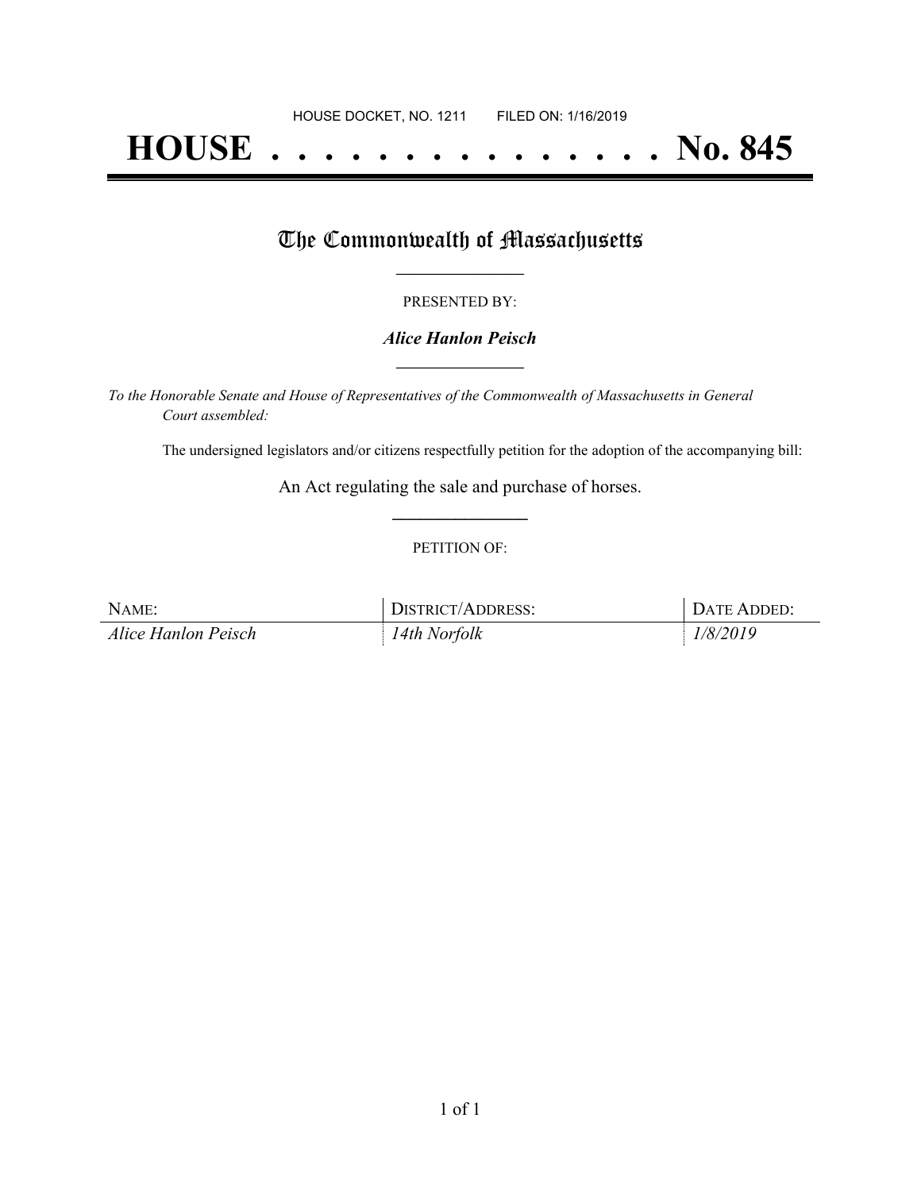HOUSE DOCKET, NO. 1211 FILED ON: 1/16/2019

# HOUSE . . . . . . . . . . . . . . . No. 845

## The Commonwealth of Massachusetts

PRESENTED BY:

***Alice Hanlon Peisch***

*To the Honorable Senate and House of Representatives of the Commonwealth of Massachusetts in General Court assembled:*

The undersigned legislators and/or citizens respectfully petition for the adoption of the accompanying bill:

An Act regulating the sale and purchase of horses.

PETITION OF:

| NAME: | DISTRICT/ADDRESS: | DATE ADDED: |
| --- | --- | --- |
| *Alice Hanlon Peisch* | *14th Norfolk* | *1/8/2019* |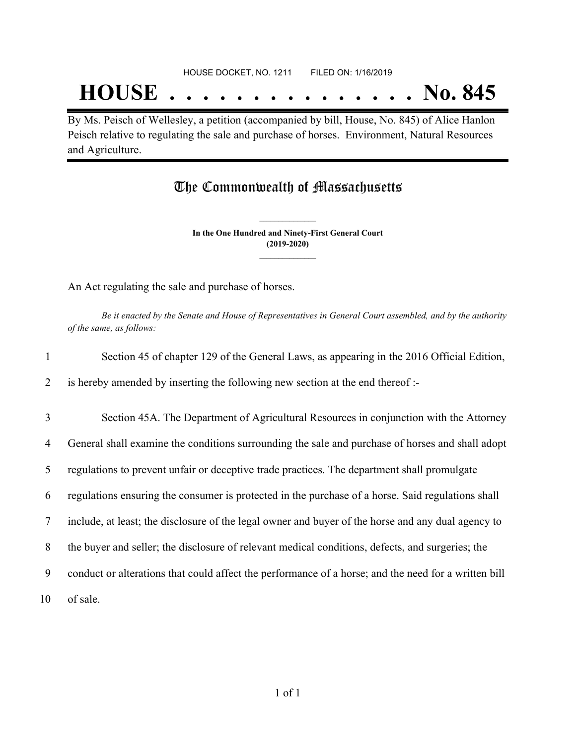HOUSE DOCKET, NO. 1211 FILED ON: 1/16/2019

# HOUSE . . . . . . . . . . . . . . . No. 845

By Ms. Peisch of Wellesley, a petition (accompanied by bill, House, No. 845) of Alice Hanlon Peisch relative to regulating the sale and purchase of horses. Environment, Natural Resources and Agriculture.

## The Commonwealth of Massachusetts

**In the One Hundred and Ninety-First General Court**
**(2019-2020)**

An Act regulating the sale and purchase of horses.

*Be it enacted by the Senate and House of Representatives in General Court assembled, and by the authority of the same, as follows:*

1 Section 45 of chapter 129 of the General Laws, as appearing in the 2016 Official Edition,
2 is hereby amended by inserting the following new section at the end thereof :-

3 Section 45A. The Department of Agricultural Resources in conjunction with the Attorney
4 General shall examine the conditions surrounding the sale and purchase of horses and shall adopt
5 regulations to prevent unfair or deceptive trade practices. The department shall promulgate
6 regulations ensuring the consumer is protected in the purchase of a horse. Said regulations shall
7 include, at least; the disclosure of the legal owner and buyer of the horse and any dual agency to
8 the buyer and seller; the disclosure of relevant medical conditions, defects, and surgeries; the
9 conduct or alterations that could affect the performance of a horse; and the need for a written bill
10 of sale.